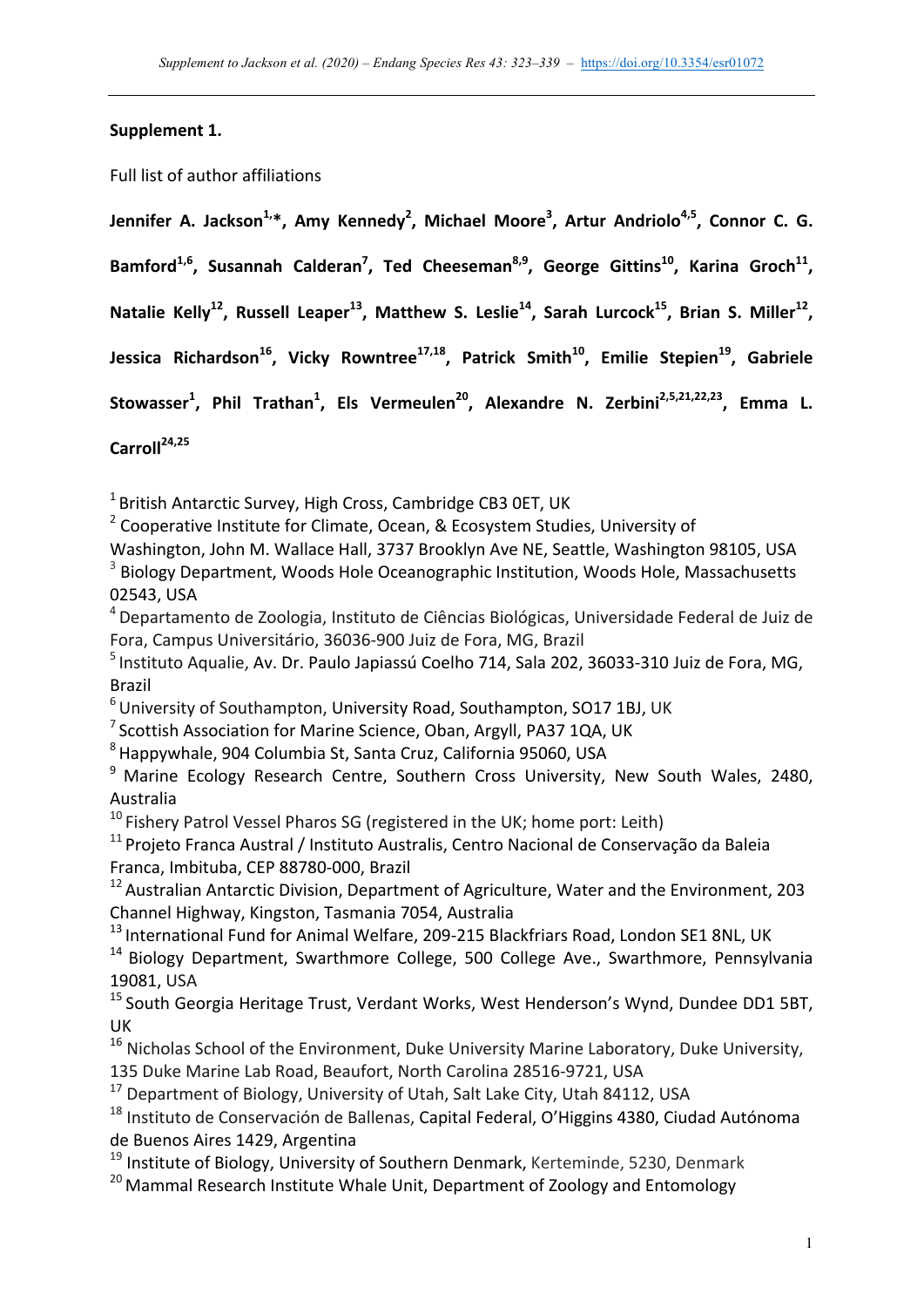**Supplement 1.**

Full list of author affiliations

**Jennifer A. Jackson[1,*], Amy Kennedy[2], Michael Moore[3], Artur Andriolo[4,5], Connor C. G. Bamford[1,6], Susannah Calderan[7], Ted Cheeseman[8,9], George Gittins[10], Karina Groch[11], Natalie Kelly[12], Russell Leaper[13], Matthew S. Leslie[14], Sarah Lurcock[15], Brian S. Miller[12], Jessica Richardson[16], Vicky Rowntree[17,18], Patrick Smith[10], Emilie Stepien[19], Gabriele Stowasser[1], Phil Trathan[1], Els Vermeulen[20], Alexandre N. Zerbini[2,5,21,22,23], Emma L. Carroll[24,25]**

[1] British Antarctic Survey, High Cross, Cambridge CB3 0ET, UK
[2] Cooperative Institute for Climate, Ocean, & Ecosystem Studies, University of Washington, John M. Wallace Hall, 3737 Brooklyn Ave NE, Seattle, Washington 98105, USA
[3] Biology Department, Woods Hole Oceanographic Institution, Woods Hole, Massachusetts 02543, USA
[4] Departamento de Zoologia, Instituto de Ciências Biológicas, Universidade Federal de Juiz de Fora, Campus Universitário, 36036-900 Juiz de Fora, MG, Brazil
[5] Instituto Aqualie, Av. Dr. Paulo Japiassú Coelho 714, Sala 202, 36033-310 Juiz de Fora, MG, Brazil
[6] University of Southampton, University Road, Southampton, SO17 1BJ, UK
[7] Scottish Association for Marine Science, Oban, Argyll, PA37 1QA, UK
[8] Happywhale, 904 Columbia St, Santa Cruz, California 95060, USA
[9] Marine Ecology Research Centre, Southern Cross University, New South Wales, 2480, Australia
[10] Fishery Patrol Vessel Pharos SG (registered in the UK; home port: Leith)
[11] Projeto Franca Austral / Instituto Australis, Centro Nacional de Conservação da Baleia Franca, Imbituba, CEP 88780-000, Brazil
[12] Australian Antarctic Division, Department of Agriculture, Water and the Environment, 203 Channel Highway, Kingston, Tasmania 7054, Australia
[13] International Fund for Animal Welfare, 209-215 Blackfriars Road, London SE1 8NL, UK
[14] Biology Department, Swarthmore College, 500 College Ave., Swarthmore, Pennsylvania 19081, USA
[15] South Georgia Heritage Trust, Verdant Works, West Henderson's Wynd, Dundee DD1 5BT, UK
[16] Nicholas School of the Environment, Duke University Marine Laboratory, Duke University, 135 Duke Marine Lab Road, Beaufort, North Carolina 28516-9721, USA
[17] Department of Biology, University of Utah, Salt Lake City, Utah 84112, USA
[18] Instituto de Conservación de Ballenas, Capital Federal, O'Higgins 4380, Ciudad Autónoma de Buenos Aires 1429, Argentina
[19] Institute of Biology, University of Southern Denmark, Kerteminde, 5230, Denmark
[20] Mammal Research Institute Whale Unit, Department of Zoology and Entomology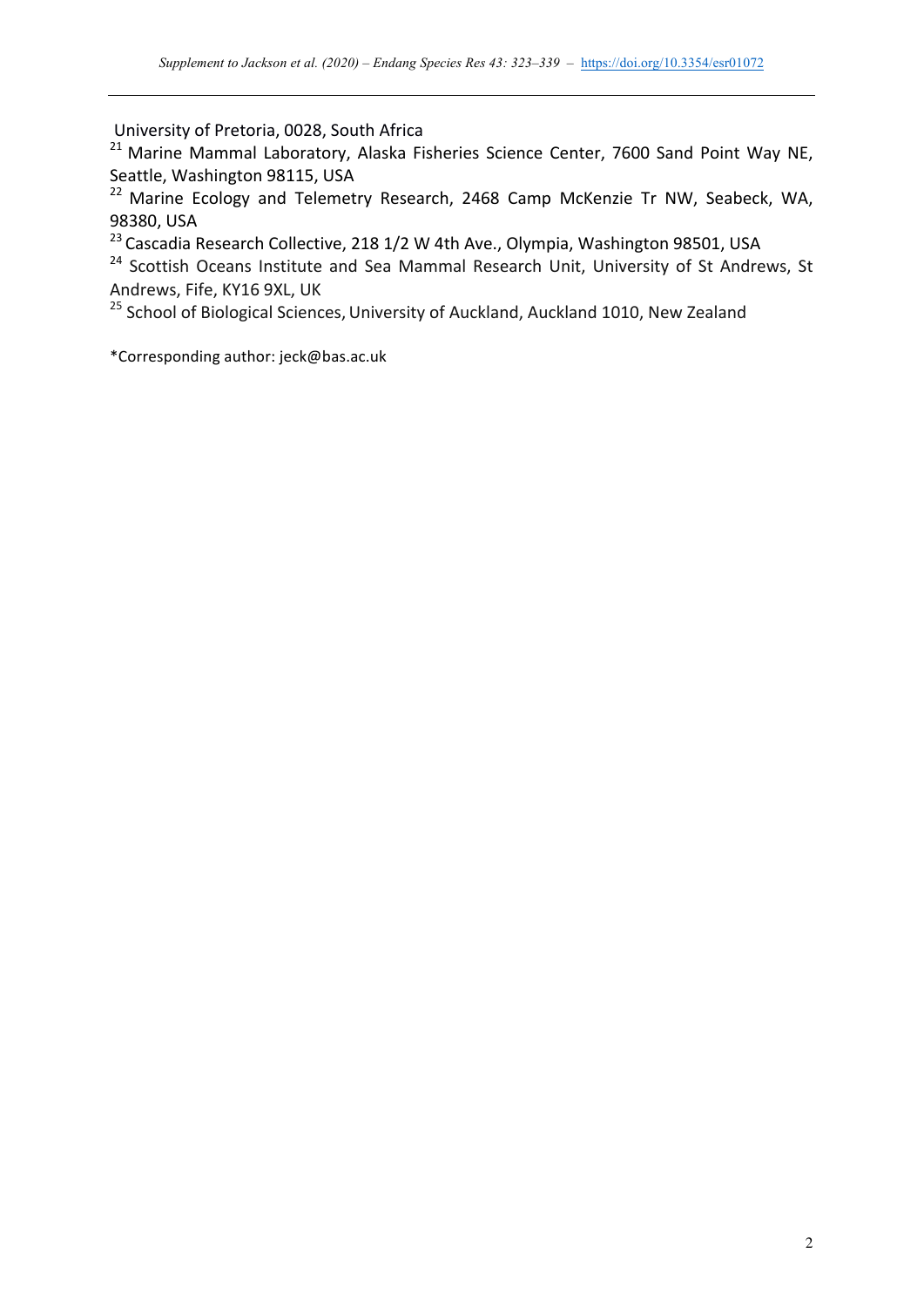University of Pretoria, 0028, South Africa

[21] Marine Mammal Laboratory, Alaska Fisheries Science Center, 7600 Sand Point Way NE, Seattle, Washington 98115, USA

[22] Marine Ecology and Telemetry Research, 2468 Camp McKenzie Tr NW, Seabeck, WA, 98380, USA

[23] Cascadia Research Collective, 218 1/2 W 4th Ave., Olympia, Washington 98501, USA

[24] Scottish Oceans Institute and Sea Mammal Research Unit, University of St Andrews, St Andrews, Fife, KY16 9XL, UK

[25] School of Biological Sciences, University of Auckland, Auckland 1010, New Zealand

*Corresponding author: jeck@bas.ac.uk